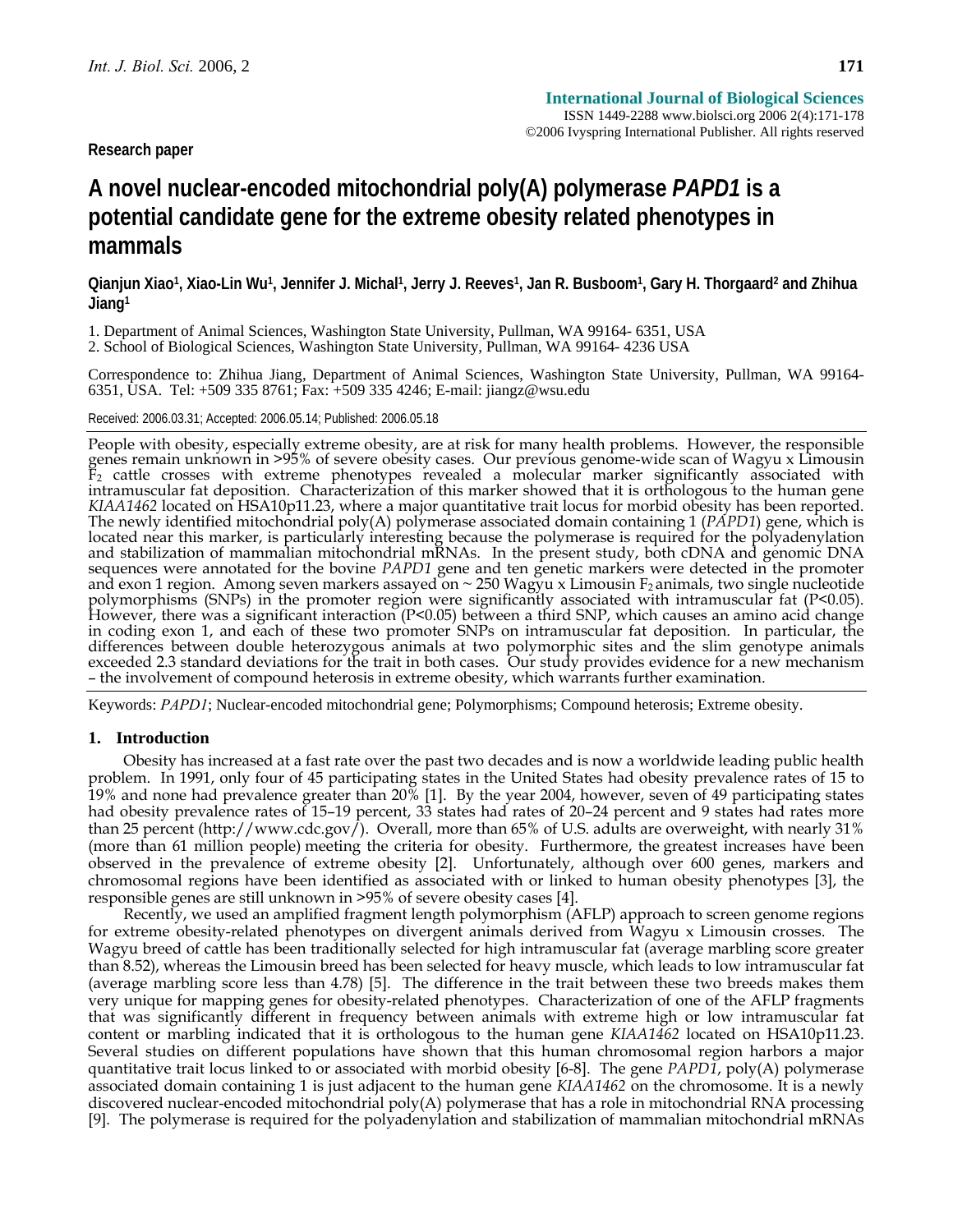International Journal of Biological Sciences
ISSN 1449-2288 www.biolsci.org 2006 2(4):171-178
©2006 Ivyspring International Publisher. All rights reserved

Research paper

# A novel nuclear-encoded mitochondrial poly(A) polymerase *PAPD1* is a potential candidate gene for the extreme obesity related phenotypes in mammals

**Qianjun Xiao[1], Xiao-Lin Wu[1], Jennifer J. Michal[1], Jerry J. Reeves[1], Jan R. Busboom[1], Gary H. Thorgaard[2] and Zhihua Jiang[1]**

1. Department of Animal Sciences, Washington State University, Pullman, WA 99164- 6351, USA
2. School of Biological Sciences, Washington State University, Pullman, WA 99164- 4236 USA

Correspondence to: Zhihua Jiang, Department of Animal Sciences, Washington State University, Pullman, WA 99164-6351, USA. Tel: +509 335 8761; Fax: +509 335 4246; E-mail: jiangz@wsu.edu

Received: 2006.03.31; Accepted: 2006.05.14; Published: 2006.05.18

People with obesity, especially extreme obesity, are at risk for many health problems. However, the responsible genes remain unknown in >95% of severe obesity cases. Our previous genome-wide scan of Wagyu x Limousin $F_2$ cattle crosses with extreme phenotypes revealed a molecular marker significantly associated with intramuscular fat deposition. Characterization of this marker showed that it is orthologous to the human gene *KIAA1462* located on HSA10p11.23, where a major quantitative trait locus for morbid obesity has been reported. The newly identified mitochondrial poly(A) polymerase associated domain containing 1 (*PAPD1*) gene, which is located near this marker, is particularly interesting because the polymerase is required for the polyadenylation and stabilization of mammalian mitochondrial mRNAs. In the present study, both cDNA and genomic DNA sequences were annotated for the bovine *PAPD1* gene and ten genetic markers were detected in the promoter and exon 1 region. Among seven markers assayed on ~ 250 Wagyu x Limousin $F_2$ animals, two single nucleotide polymorphisms (SNPs) in the promoter region were significantly associated with intramuscular fat ($P<0.05$). However, there was a significant interaction ($P<0.05$) between a third SNP, which causes an amino acid change in coding exon 1, and each of these two promoter SNPs on intramuscular fat deposition. In particular, the differences between double heterozygous animals at two polymorphic sites and the slim genotype animals exceeded 2.3 standard deviations for the trait in both cases. Our study provides evidence for a new mechanism – the involvement of compound heterosis in extreme obesity, which warrants further examination.

Keywords: *PAPD1*; Nuclear-encoded mitochondrial gene; Polymorphisms; Compound heterosis; Extreme obesity.

## 1. Introduction

Obesity has increased at a fast rate over the past two decades and is now a worldwide leading public health problem. In 1991, only four of 45 participating states in the United States had obesity prevalence rates of 15 to 19% and none had prevalence greater than 20% [1]. By the year 2004, however, seven of 49 participating states had obesity prevalence rates of 15–19 percent, 33 states had rates of 20–24 percent and 9 states had rates more than 25 percent (http://www.cdc.gov/). Overall, more than 65% of U.S. adults are overweight, with nearly 31% (more than 61 million people) meeting the criteria for obesity. Furthermore, the greatest increases have been observed in the prevalence of extreme obesity [2]. Unfortunately, although over 600 genes, markers and chromosomal regions have been identified as associated with or linked to human obesity phenotypes [3], the responsible genes are still unknown in >95% of severe obesity cases [4].

Recently, we used an amplified fragment length polymorphism (AFLP) approach to screen genome regions for extreme obesity-related phenotypes on divergent animals derived from Wagyu x Limousin crosses. The Wagyu breed of cattle has been traditionally selected for high intramuscular fat (average marbling score greater than 8.52), whereas the Limousin breed has been selected for heavy muscle, which leads to low intramuscular fat (average marbling score less than 4.78) [5]. The difference in the trait between these two breeds makes them very unique for mapping genes for obesity-related phenotypes. Characterization of one of the AFLP fragments that was significantly different in frequency between animals with extreme high or low intramuscular fat content or marbling indicated that it is orthologous to the human gene *KIAA1462* located on HSA10p11.23. Several studies on different populations have shown that this human chromosomal region harbors a major quantitative trait locus linked to or associated with morbid obesity [6-8]. The gene *PAPD1*, poly(A) polymerase associated domain containing 1 is just adjacent to the human gene *KIAA1462* on the chromosome. It is a newly discovered nuclear-encoded mitochondrial poly(A) polymerase that has a role in mitochondrial RNA processing [9]. The polymerase is required for the polyadenylation and stabilization of mammalian mitochondrial mRNAs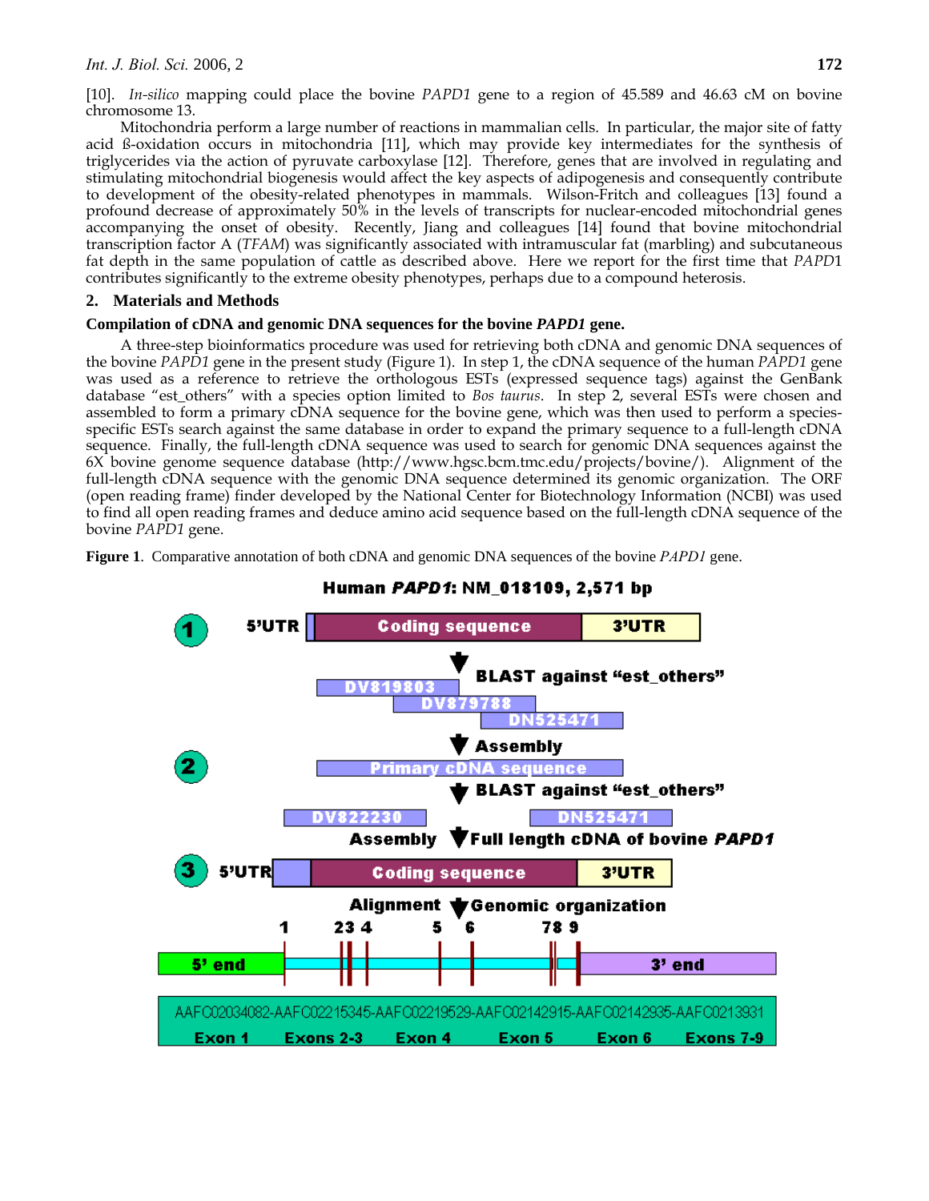[10]. *In-silico* mapping could place the bovine *PAPD1* gene to a region of 45.589 and 46.63 cM on bovine chromosome 13.

Mitochondria perform a large number of reactions in mammalian cells. In particular, the major site of fatty acid ß-oxidation occurs in mitochondria [11], which may provide key intermediates for the synthesis of triglycerides via the action of pyruvate carboxylase [12]. Therefore, genes that are involved in regulating and stimulating mitochondrial biogenesis would affect the key aspects of adipogenesis and consequently contribute to development of the obesity-related phenotypes in mammals. Wilson-Fritch and colleagues [13] found a profound decrease of approximately 50% in the levels of transcripts for nuclear-encoded mitochondrial genes accompanying the onset of obesity. Recently, Jiang and colleagues [14] found that bovine mitochondrial transcription factor A (*TFAM*) was significantly associated with intramuscular fat (marbling) and subcutaneous fat depth in the same population of cattle as described above. Here we report for the first time that *PAPD*1 contributes significantly to the extreme obesity phenotypes, perhaps due to a compound heterosis.

## 2. Materials and Methods

**Compilation of cDNA and genomic DNA sequences for the bovine *PAPD1* gene.**

A three-step bioinformatics procedure was used for retrieving both cDNA and genomic DNA sequences of the bovine *PAPD1* gene in the present study (Figure 1). In step 1, the cDNA sequence of the human *PAPD1* gene was used as a reference to retrieve the orthologous ESTs (expressed sequence tags) against the GenBank database "est_others" with a species option limited to *Bos taurus*. In step 2, several ESTs were chosen and assembled to form a primary cDNA sequence for the bovine gene, which was then used to perform a species-specific ESTs search against the same database in order to expand the primary sequence to a full-length cDNA sequence. Finally, the full-length cDNA sequence was used to search for genomic DNA sequences against the 6X bovine genome sequence database (http://www.hgsc.bcm.tmc.edu/projects/bovine/). Alignment of the full-length cDNA sequence with the genomic DNA sequence determined its genomic organization. The ORF (open reading frame) finder developed by the National Center for Biotechnology Information (NCBI) was used to find all open reading frames and deduce amino acid sequence based on the full-length cDNA sequence of the bovine *PAPD1* gene.

**Figure 1**. Comparative annotation of both cDNA and genomic DNA sequences of the bovine *PAPD1* gene.

Human ***PAPD1***: NM_018109, 2,571 bp

1. 5'UTR | Coding sequence | 3'UTR

BLAST against "est_others": DV819803, DV879788, DN525471

Assembly

2. Primary cDNA sequence

BLAST against "est_others": DV822230, DN525471

Assembly — Full length cDNA of bovine ***PAPD1***

3. 5'UTR | Coding sequence | 3'UTR

Alignment — Genomic organization

1 2 3 4 5 6 7 8 9

5' end — 3' end

AAFC02034082-AAFC02215345-AAFC02219529-AAFC02142915-AAFC02142935-AAFC0213931

Exon 1 | Exons 2-3 | Exon 4 | Exon 5 | Exon 6 | Exons 7-9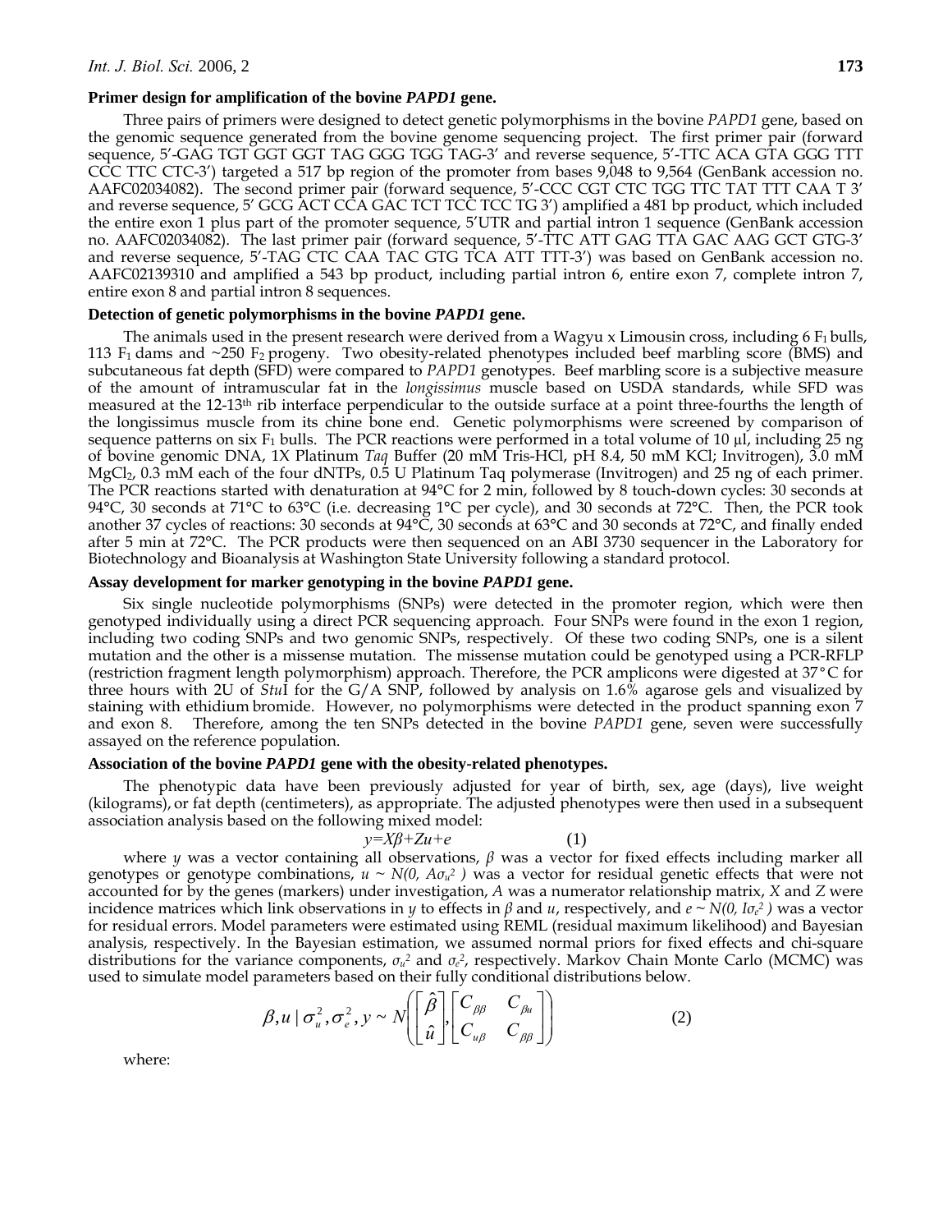### Primer design for amplification of the bovine *PAPD1* gene.

Three pairs of primers were designed to detect genetic polymorphisms in the bovine *PAPD1* gene, based on the genomic sequence generated from the bovine genome sequencing project. The first primer pair (forward sequence, 5′-GAG TGT GGT GGT TAG GGG TGG TAG-3′ and reverse sequence, 5′-TTC ACA GTA GGG TTT CCC TTC CTC-3′) targeted a 517 bp region of the promoter from bases 9,048 to 9,564 (GenBank accession no. AAFC02034082). The second primer pair (forward sequence, 5′-CCC CGT CTC TGG TTC TAT TTT CAA T 3′ and reverse sequence, 5′ GCG ACT CCA GAC TCT TCC TCC TG 3′) amplified a 481 bp product, which included the entire exon 1 plus part of the promoter sequence, 5′UTR and partial intron 1 sequence (GenBank accession no. AAFC02034082). The last primer pair (forward sequence, 5′-TTC ATT GAG TTA GAC AAG GCT GTG-3′ and reverse sequence, 5′-TAG CTC CAA TAC GTG TCA ATT TTT-3′) was based on GenBank accession no. AAFC02139310 and amplified a 543 bp product, including partial intron 6, entire exon 7, complete intron 7, entire exon 8 and partial intron 8 sequences.

### Detection of genetic polymorphisms in the bovine *PAPD1* gene.

The animals used in the present research were derived from a Wagyu x Limousin cross, including 6 $F_1$ bulls, 113 $F_1$ dams and ~250 $F_2$ progeny. Two obesity-related phenotypes included beef marbling score (BMS) and subcutaneous fat depth (SFD) were compared to *PAPD1* genotypes. Beef marbling score is a subjective measure of the amount of intramuscular fat in the *longissimus* muscle based on USDA standards, while SFD was measured at the 12-13th rib interface perpendicular to the outside surface at a point three-fourths the length of the longissimus muscle from its chine bone end. Genetic polymorphisms were screened by comparison of sequence patterns on six $F_1$ bulls. The PCR reactions were performed in a total volume of 10 μl, including 25 ng of bovine genomic DNA, 1X Platinum *Taq* Buffer (20 mM Tris-HCl, pH 8.4, 50 mM KCl; Invitrogen), 3.0 mM $MgCl_2$, 0.3 mM each of the four dNTPs, 0.5 U Platinum Taq polymerase (Invitrogen) and 25 ng of each primer. The PCR reactions started with denaturation at 94°C for 2 min, followed by 8 touch-down cycles: 30 seconds at 94°C, 30 seconds at 71°C to 63°C (i.e. decreasing 1°C per cycle), and 30 seconds at 72°C. Then, the PCR took another 37 cycles of reactions: 30 seconds at 94°C, 30 seconds at 63°C and 30 seconds at 72°C, and finally ended after 5 min at 72°C. The PCR products were then sequenced on an ABI 3730 sequencer in the Laboratory for Biotechnology and Bioanalysis at Washington State University following a standard protocol.

### Assay development for marker genotyping in the bovine *PAPD1* gene.

Six single nucleotide polymorphisms (SNPs) were detected in the promoter region, which were then genotyped individually using a direct PCR sequencing approach. Four SNPs were found in the exon 1 region, including two coding SNPs and two genomic SNPs, respectively. Of these two coding SNPs, one is a silent mutation and the other is a missense mutation. The missense mutation could be genotyped using a PCR-RFLP (restriction fragment length polymorphism) approach. Therefore, the PCR amplicons were digested at 37°C for three hours with 2U of *Stu*I for the G/A SNP, followed by analysis on 1.6% agarose gels and visualized by staining with ethidium bromide. However, no polymorphisms were detected in the product spanning exon 7 and exon 8. Therefore, among the ten SNPs detected in the bovine *PAPD1* gene, seven were successfully assayed on the reference population.

### Association of the bovine *PAPD1* gene with the obesity-related phenotypes.

The phenotypic data have been previously adjusted for year of birth, sex, age (days), live weight (kilograms), or fat depth (centimeters), as appropriate. The adjusted phenotypes were then used in a subsequent association analysis based on the following mixed model:

$$y=X\beta+Zu+e \qquad (1)$$

where $y$ was a vector containing all observations, $\beta$ was a vector for fixed effects including marker all genotypes or genotype combinations, $u \sim N(0, A\sigma_u^2)$ was a vector for residual genetic effects that were not accounted for by the genes (markers) under investigation, $A$ was a numerator relationship matrix, $X$ and $Z$ were incidence matrices which link observations in $y$ to effects in $\beta$ and $u$, respectively, and $e \sim N(0, I\sigma_e^2)$ was a vector for residual errors. Model parameters were estimated using REML (residual maximum likelihood) and Bayesian analysis, respectively. In the Bayesian estimation, we assumed normal priors for fixed effects and chi-square distributions for the variance components, $\sigma_u^2$ and $\sigma_e^2$, respectively. Markov Chain Monte Carlo (MCMC) was used to simulate model parameters based on their fully conditional distributions below.

$$\beta, u \mid \sigma_u^2, \sigma_e^2, y \sim N\left(\begin{bmatrix} \hat{\beta} \\ \hat{u} \end{bmatrix}, \begin{bmatrix} C_{\beta\beta} & C_{\beta u} \\ C_{u\beta} & C_{\beta\beta} \end{bmatrix}\right) \qquad (2)$$

where: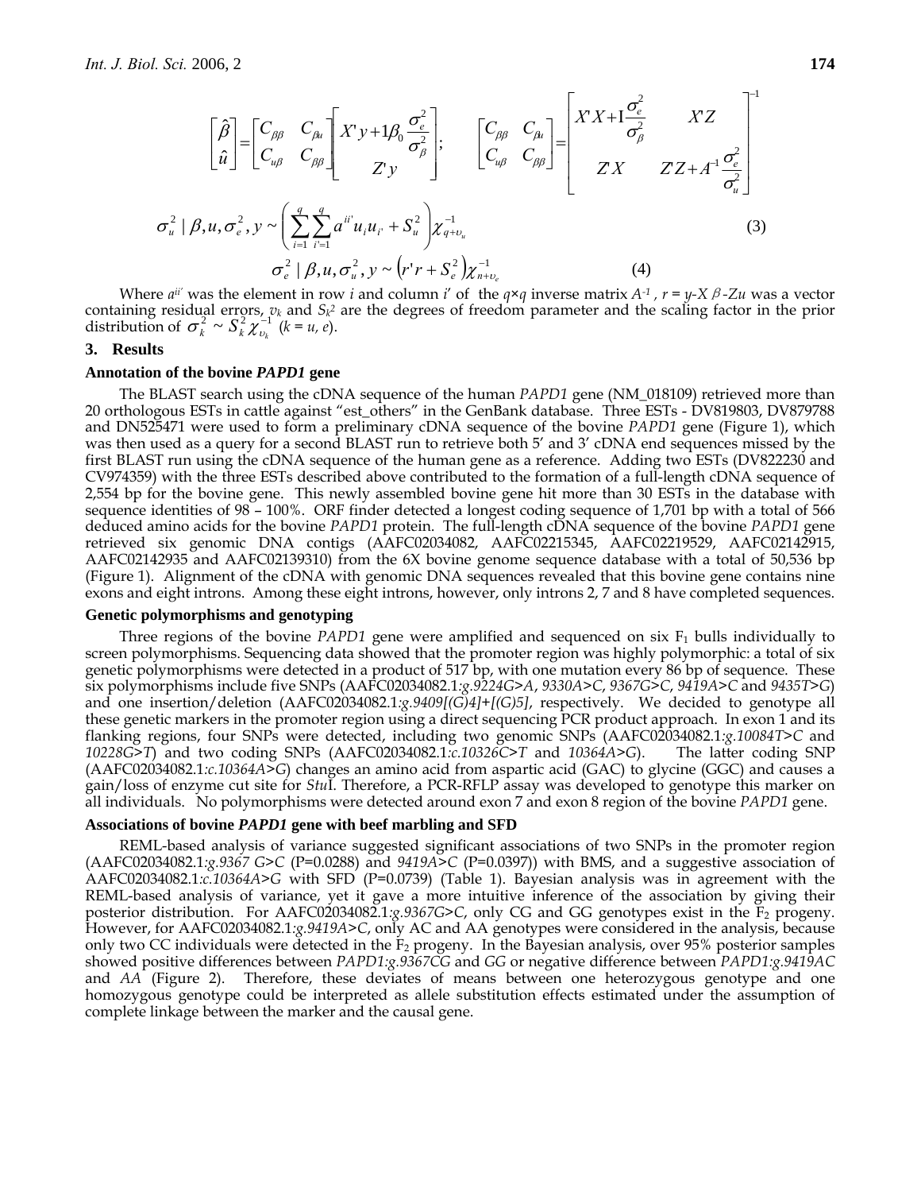$$\begin{bmatrix}\hat{\beta}\\ \hat{u}\end{bmatrix}=\begin{bmatrix}C_{\beta\beta} & C_{\beta u}\\ C_{u\beta} & C_{\beta\beta}\end{bmatrix}\begin{bmatrix}X'y+1\beta_0\dfrac{\sigma_e^2}{\sigma_\beta^2}\\ Z'y\end{bmatrix};\qquad \begin{bmatrix}C_{\beta\beta} & C_{\beta u}\\ C_{u\beta} & C_{\beta\beta}\end{bmatrix}=\begin{bmatrix}X'X+1\dfrac{\sigma_e^2}{\sigma_\beta^2} & X'Z\\ Z'X & Z'Z+A^{-1}\dfrac{\sigma_e^2}{\sigma_u^2}\end{bmatrix}^{-1}$$

$$\sigma_u^2 \mid \beta, u, \sigma_e^2, y \sim \left(\sum_{i=1}^{q}\sum_{i'=1}^{q} a^{ii'}u_i u_{i'} + S_u^2\right)\chi_{q+\upsilon_u}^{-1} \tag{3}$$

$$\sigma_e^2 \mid \beta, u, \sigma_u^2, y \sim \left(r'r + S_e^2\right)\chi_{n+\upsilon_e}^{-1} \tag{4}$$

Where $a^{ii'}$ was the element in row *i* and column *i'* of the $q\times q$ inverse matrix $A^{-1}$, $r = y - X\beta - Zu$ was a vector containing residual errors, $\upsilon_k$ and $S_k^2$ are the degrees of freedom parameter and the scaling factor in the prior distribution of $\sigma_k^2 \sim S_k^2 \chi_{\upsilon_k}^{-1}$ ($k = u, e$).

## 3. Results

### Annotation of the bovine *PAPD1* gene

The BLAST search using the cDNA sequence of the human *PAPD1* gene (NM_018109) retrieved more than 20 orthologous ESTs in cattle against "est_others" in the GenBank database. Three ESTs - DV819803, DV879788 and DN525471 were used to form a preliminary cDNA sequence of the bovine *PAPD1* gene (Figure 1), which was then used as a query for a second BLAST run to retrieve both 5′ and 3′ cDNA end sequences missed by the first BLAST run using the cDNA sequence of the human gene as a reference. Adding two ESTs (DV822230 and CV974359) with the three ESTs described above contributed to the formation of a full-length cDNA sequence of 2,554 bp for the bovine gene. This newly assembled bovine gene hit more than 30 ESTs in the database with sequence identities of 98 – 100%. ORF finder detected a longest coding sequence of 1,701 bp with a total of 566 deduced amino acids for the bovine *PAPD1* protein. The full-length cDNA sequence of the bovine *PAPD1* gene retrieved six genomic DNA contigs (AAFC02034082, AAFC02215345, AAFC02219529, AAFC02142915, AAFC02142935 and AAFC02139310) from the 6X bovine genome sequence database with a total of 50,536 bp (Figure 1). Alignment of the cDNA with genomic DNA sequences revealed that this bovine gene contains nine exons and eight introns. Among these eight introns, however, only introns 2, 7 and 8 have completed sequences.

### Genetic polymorphisms and genotyping

Three regions of the bovine *PAPD1* gene were amplified and sequenced on six $F_1$ bulls individually to screen polymorphisms. Sequencing data showed that the promoter region was highly polymorphic: a total of six genetic polymorphisms were detected in a product of 517 bp, with one mutation every 86 bp of sequence. These six polymorphisms include five SNPs (AAFC02034082.1:*g.9224G>A*, *9330A>C*, *9367G>C*, *9419A>C* and *9435T>G*) and one insertion/deletion (AAFC02034082.1:*g.9409[(G)4]+[(G)5]*, respectively. We decided to genotype all these genetic markers in the promoter region using a direct sequencing PCR product approach. In exon 1 and its flanking regions, four SNPs were detected, including two genomic SNPs (AAFC02034082.1:*g.10084T>C* and *10228G>T*) and two coding SNPs (AAFC02034082.1:*c.10326C>T* and *10364A>G*). The latter coding SNP (AAFC02034082.1:*c.10364A>G*) changes an amino acid from aspartic acid (GAC) to glycine (GGC) and causes a gain/loss of enzyme cut site for *Stu*I. Therefore, a PCR-RFLP assay was developed to genotype this marker on all individuals. No polymorphisms were detected around exon 7 and exon 8 region of the bovine *PAPD1* gene.

### Associations of bovine *PAPD1* gene with beef marbling and SFD

REML-based analysis of variance suggested significant associations of two SNPs in the promoter region (AAFC02034082.1:*g.9367 G>C* (P=0.0288) and *9419A>C* (P=0.0397)) with BMS, and a suggestive association of AAFC02034082.1:*c.10364A>G* with SFD (P=0.0739) (Table 1). Bayesian analysis was in agreement with the REML-based analysis of variance, yet it gave a more intuitive inference of the association by giving their posterior distribution. For AAFC02034082.1:*g.9367G>C*, only CG and GG genotypes exist in the $F_2$ progeny. However, for AAFC02034082.1:*g.9419A>C*, only AC and AA genotypes were considered in the analysis, because only two CC individuals were detected in the $F_2$ progeny. In the Bayesian analysis, over 95% posterior samples showed positive differences between *PAPD1:g.9367CG* and *GG* or negative difference between *PAPD1:g.9419AC* and *AA* (Figure 2). Therefore, these deviates of means between one heterozygous genotype and one homozygous genotype could be interpreted as allele substitution effects estimated under the assumption of complete linkage between the marker and the causal gene.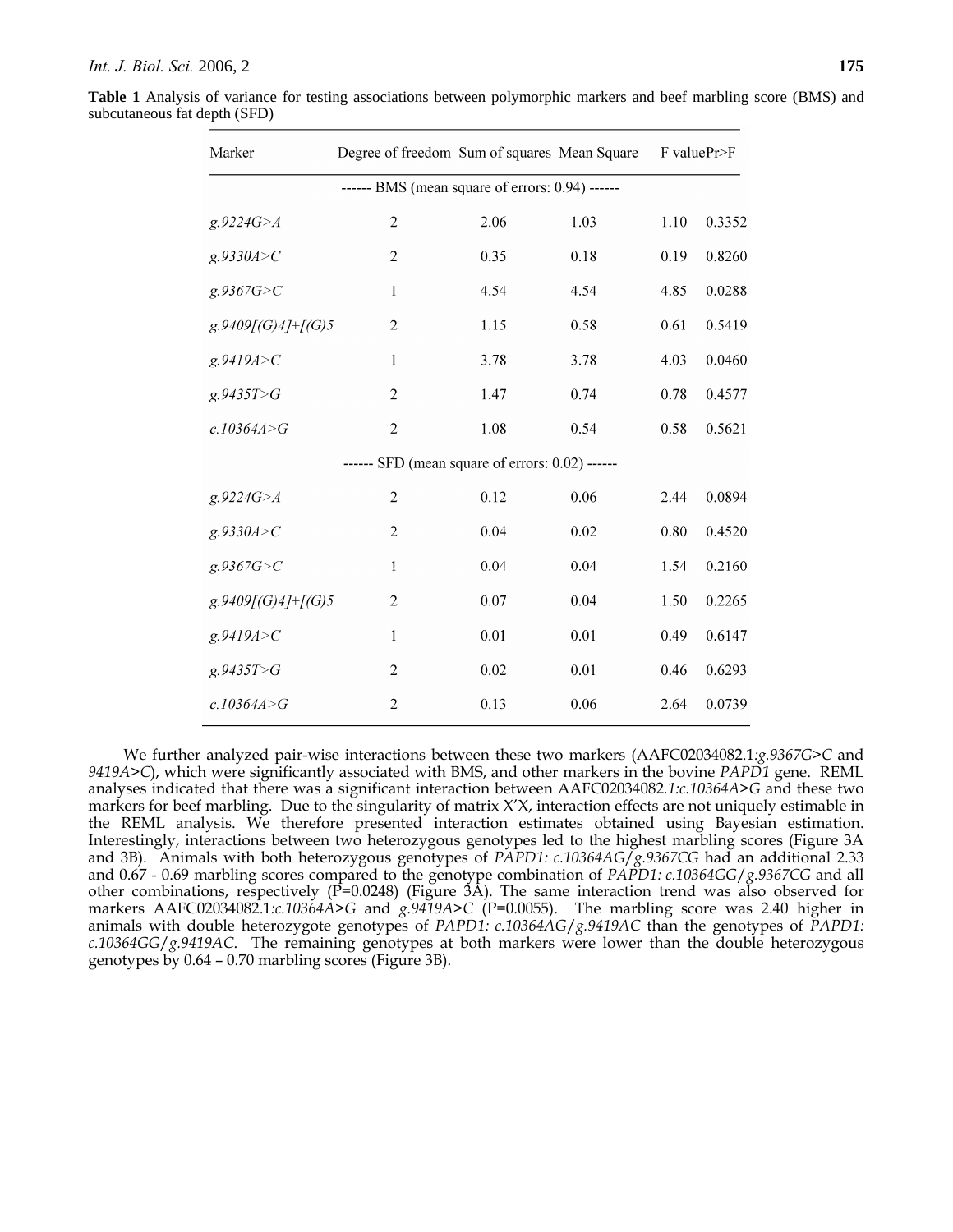**Table 1** Analysis of variance for testing associations between polymorphic markers and beef marbling score (BMS) and subcutaneous fat depth (SFD)

| Marker | Degree of freedom | Sum of squares | Mean Square | F value | Pr>F |
|---|---|---|---|---|---|
| ------ BMS (mean square of errors: 0.94) ------ | | | | | |
| *g.9224G>A* | 2 | 2.06 | 1.03 | 1.10 | 0.3352 |
| *g.9330A>C* | 2 | 0.35 | 0.18 | 0.19 | 0.8260 |
| *g.9367G>C* | 1 | 4.54 | 4.54 | 4.85 | 0.0288 |
| *g.9409[(G)4]+[(G)5* | 2 | 1.15 | 0.58 | 0.61 | 0.5419 |
| *g.9419A>C* | 1 | 3.78 | 3.78 | 4.03 | 0.0460 |
| *g.9435T>G* | 2 | 1.47 | 0.74 | 0.78 | 0.4577 |
| *c.10364A>G* | 2 | 1.08 | 0.54 | 0.58 | 0.5621 |
| ------ SFD (mean square of errors: 0.02) ------ | | | | | |
| *g.9224G>A* | 2 | 0.12 | 0.06 | 2.44 | 0.0894 |
| *g.9330A>C* | 2 | 0.04 | 0.02 | 0.80 | 0.4520 |
| *g.9367G>C* | 1 | 0.04 | 0.04 | 1.54 | 0.2160 |
| *g.9409[(G)4]+[(G)5* | 2 | 0.07 | 0.04 | 1.50 | 0.2265 |
| *g.9419A>C* | 1 | 0.01 | 0.01 | 0.49 | 0.6147 |
| *g.9435T>G* | 2 | 0.02 | 0.01 | 0.46 | 0.6293 |
| *c.10364A>G* | 2 | 0.13 | 0.06 | 2.64 | 0.0739 |

We further analyzed pair-wise interactions between these two markers (AAFC02034082.1*:g.9367G>C* and *9419A>C*), which were significantly associated with BMS, and other markers in the bovine *PAPD1* gene. REML analyses indicated that there was a significant interaction between AAFC02034082*.1:c.10364A>G* and these two markers for beef marbling. Due to the singularity of matrix X'X, interaction effects are not uniquely estimable in the REML analysis. We therefore presented interaction estimates obtained using Bayesian estimation. Interestingly, interactions between two heterozygous genotypes led to the highest marbling scores (Figure 3A and 3B). Animals with both heterozygote genotypes of *PAPD1: c.10364AG/g.9367CG* had an additional 2.33 and 0.67 - 0.69 marbling scores compared to the genotype combination of *PAPD1: c.10364GG/g.9367CG* and all other combinations, respectively (P=0.0248) (Figure 3A). The same interaction trend was also observed for markers AAFC02034082.1*:c.10364A>G* and *g.9419A>C* (P=0.0055). The marbling score was 2.40 higher in animals with double heterozygote genotypes of *PAPD1: c.10364AG/g.9419AC* than the genotypes of *PAPD1: c.10364GG/g.9419AC*. The remaining genotypes at both markers were lower than the double heterozygous genotypes by 0.64 – 0.70 marbling scores (Figure 3B).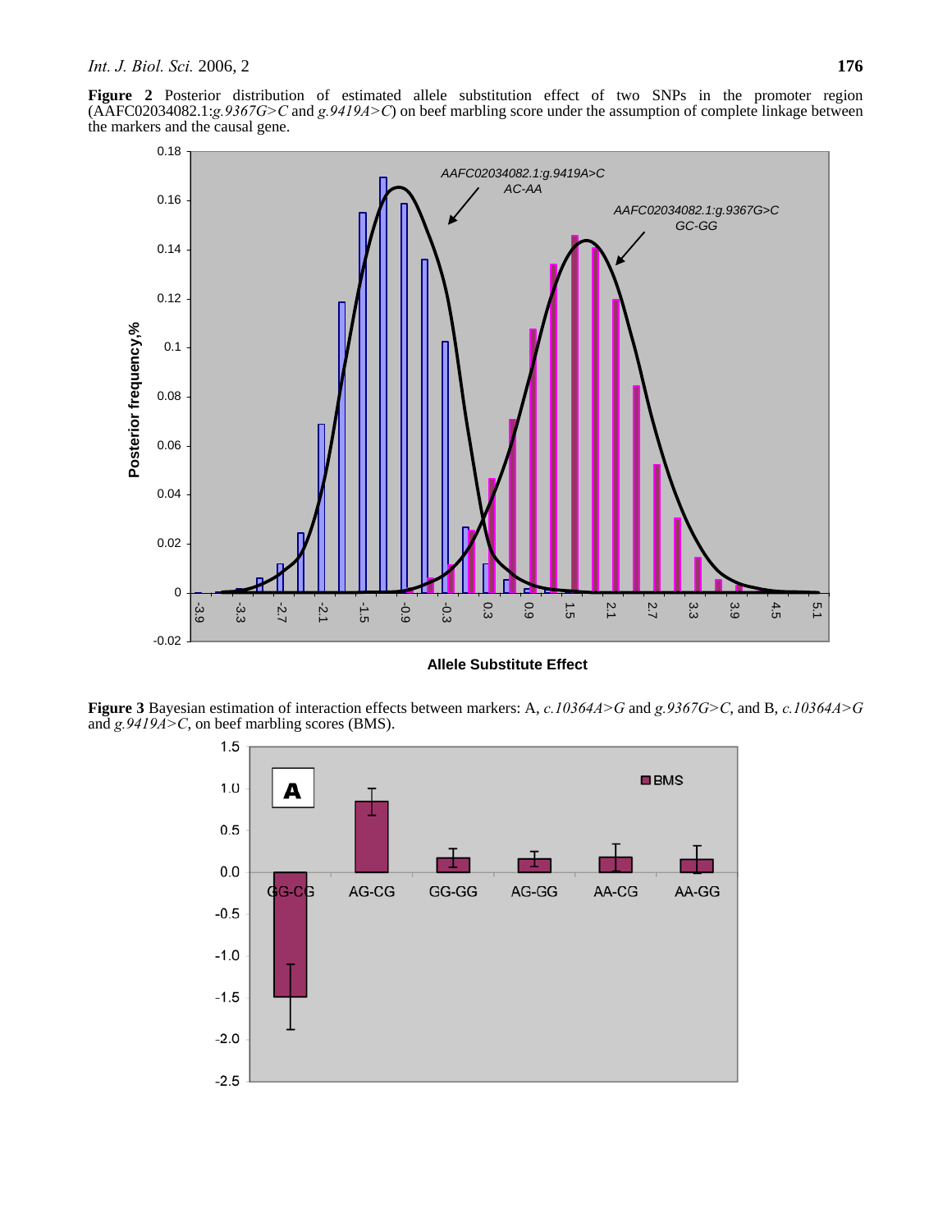**Figure 2** Posterior distribution of estimated allele substitution effect of two SNPs in the promoter region (AAFC02034082.1:*g.9367G>C* and *g.9419A>C*) on beef marbling score under the assumption of complete linkage between the markers and the causal gene.

**Figure 3** Bayesian estimation of interaction effects between markers: A, *c.10364A>G* and *g.9367G>C*, and B, *c.10364A>G* and *g.9419A>C*, on beef marbling scores (BMS).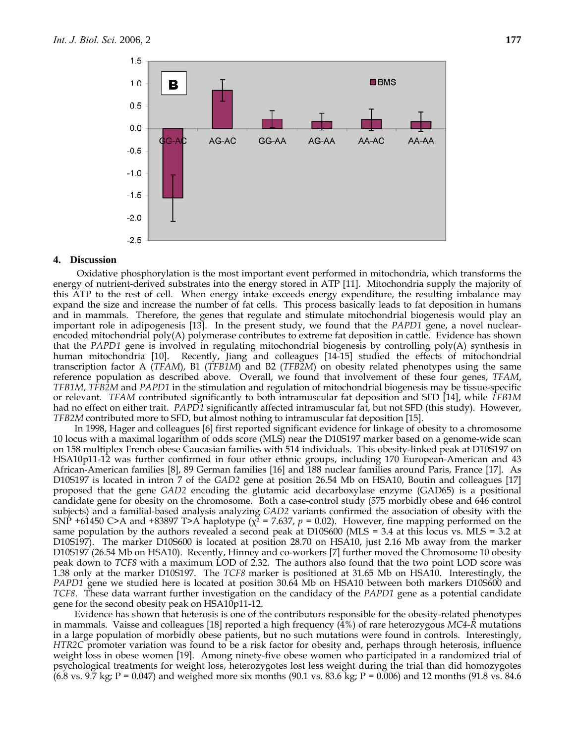## 4. Discussion

Oxidative phosphorylation is the most important event performed in mitochondria, which transforms the energy of nutrient-derived substrates into the energy stored in ATP [11]. Mitochondria supply the majority of this ATP to the rest of cell. When energy intake exceeds energy expenditure, the resulting imbalance may expand the size and increase the number of fat cells. This process basically leads to fat deposition in humans and in mammals. Therefore, the genes that regulate and stimulate mitochondrial biogenesis would play an important role in adipogenesis [13]. In the present study, we found that the *PAPD1* gene, a novel nuclear-encoded mitochondrial poly(A) polymerase contributes to extreme fat deposition in cattle. Evidence has shown that the *PAPD1* gene is involved in regulating mitochondrial biogenesis by controlling poly(A) synthesis in human mitochondria [10]. Recently, Jiang and colleagues [14-15] studied the effects of mitochondrial transcription factor A (*TFAM*), B1 (*TFB1M*) and B2 (*TFB2M*) on obesity related phenotypes using the same reference population as described above. Overall, we found that involvement of these four genes, *TFAM*, *TFB1M*, *TFB2M* and *PAPD1* in the stimulation and regulation of mitochondrial biogenesis may be tissue-specific or relevant. *TFAM* contributed significantly to both intramuscular fat deposition and SFD [14], while *TFB1M* had no effect on either trait. *PAPD1* significantly affected intramuscular fat, but not SFD (this study). However, *TFB2M* contributed more to SFD, but almost nothing to intramuscular fat deposition [15].

In 1998, Hager and colleagues [6] first reported significant evidence for linkage of obesity to a chromosome 10 locus with a maximal logarithm of odds score (MLS) near the D10S197 marker based on a genome-wide scan on 158 multiplex French obese Caucasian families with 514 individuals. This obesity-linked peak at D10S197 on HSA10p11-12 was further confirmed in four other ethnic groups, including 170 European-American and 43 African-American families [8], 89 German families [16] and 188 nuclear families around Paris, France [17]. As D10S197 is located in intron 7 of the *GAD2* gene at position 26.54 Mb on HSA10, Boutin and colleagues [17] proposed that the gene *GAD2* encoding the glutamic acid decarboxylase enzyme (GAD65) is a positional candidate gene for obesity on the chromosome. Both a case-control study (575 morbidly obese and 646 control subjects) and a familial-based analysis analyzing *GAD2* variants confirmed the association of obesity with the SNP +61450 C>A and +83897 T>A haplotype ($\chi^2 = 7.637$, $p = 0.02$). However, fine mapping performed on the same population by the authors revealed a second peak at D10S600 (MLS = 3.4 at this locus vs. MLS = 3.2 at D10S197). The marker D10S600 is located at position 28.70 on HSA10, just 2.16 Mb away from the marker D10S197 (26.54 Mb on HSA10). Recently, Hinney and co-workers [7] further moved the Chromosome 10 obesity peak down to *TCF8* with a maximum LOD of 2.32. The authors also found that the two point LOD score was 1.38 only at the marker D10S197. The *TCF8* marker is positioned at 31.65 Mb on HSA10. Interestingly, the *PAPD1* gene we studied here is located at position 30.64 Mb on HSA10 between both markers D10S600 and *TCF8*. These data warrant further investigation on the candidacy of the *PAPD1* gene as a potential candidate gene for the second obesity peak on HSA10p11-12.

Evidence has shown that heterosis is one of the contributors responsible for the obesity-related phenotypes in mammals. Vaisse and colleagues [18] reported a high frequency (4%) of rare heterozygous *MC4-R* mutations in a large population of morbidly obese patients, but no such mutations were found in controls. Interestingly, *HTR2C* promoter variation was found to be a risk factor for obesity and, perhaps through heterosis, influence weight loss in obese women [19]. Among ninety-five obese women who participated in a randomized trial of psychological treatments for weight loss, heterozygotes lost less weight during the trial than did homozygotes (6.8 vs. 9.7 kg; P = 0.047) and weighed more six months (90.1 vs. 83.6 kg; P = 0.006) and 12 months (91.8 vs. 84.6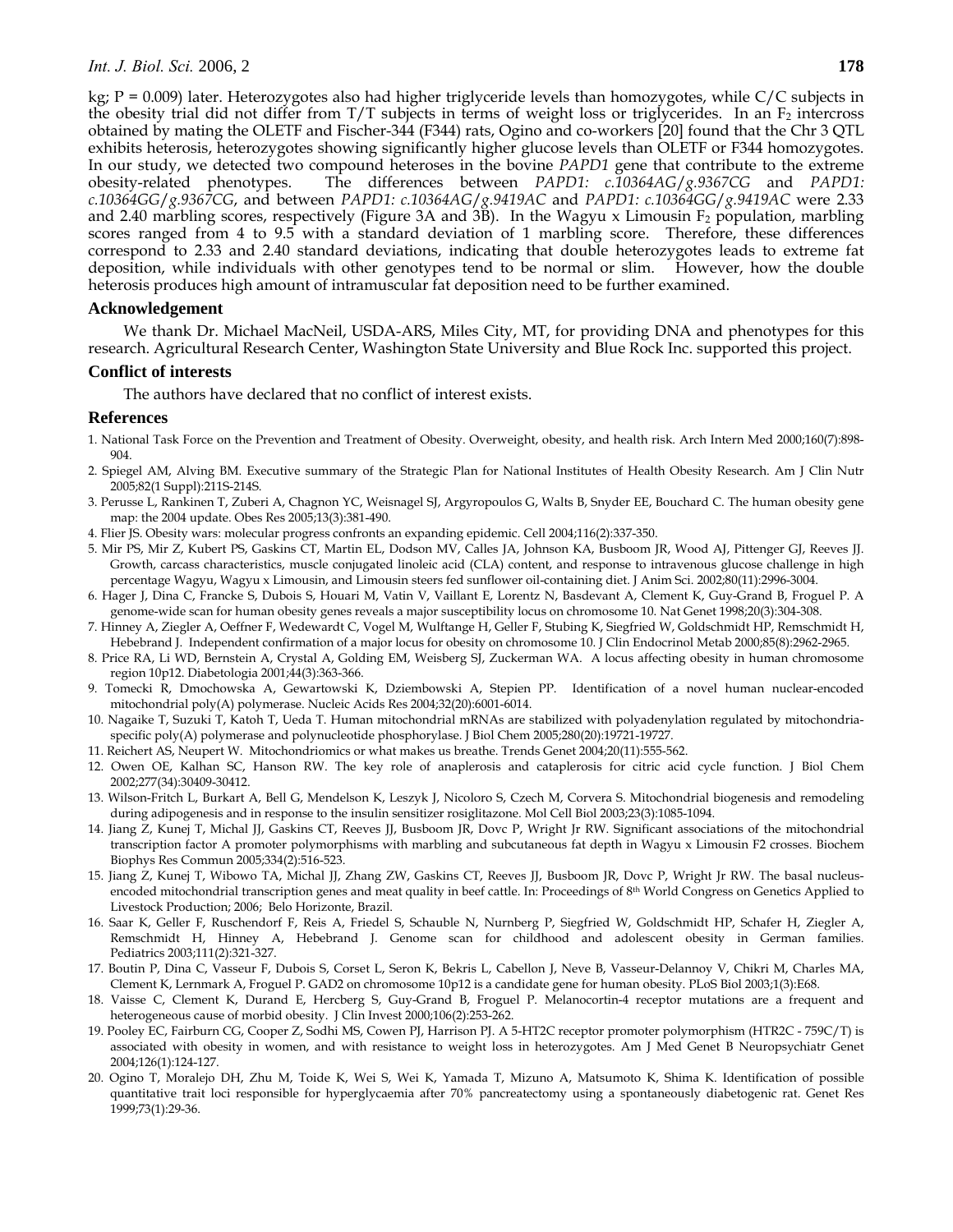kg; P = 0.009) later. Heterozygotes also had higher triglyceride levels than homozygotes, while C/C subjects in the obesity trial did not differ from T/T subjects in terms of weight loss or triglycerides. In an $F_2$ intercross obtained by mating the OLETF and Fischer-344 (F344) rats, Ogino and co-workers [20] found that the Chr 3 QTL exhibits heterosis, heterozygotes showing significantly higher glucose levels than OLETF or F344 homozygotes. In our study, we detected two compound heteroses in the bovine *PAPD1* gene that contribute to the extreme obesity-related phenotypes. The differences between *PAPD1: c.10364AG/g.9367CG* and *PAPD1: c.10364GG/g.9367CG*, and between *PAPD1: c.10364AG/g.9419AC* and *PAPD1: c.10364GG/g.9419AC* were 2.33 and 2.40 marbling scores, respectively (Figure 3A and 3B). In the Wagyu x Limousin $F_2$ population, marbling scores ranged from 4 to 9.5 with a standard deviation of 1 marbling score. Therefore, these differences correspond to 2.33 and 2.40 standard deviations, indicating that double heterozygotes leads to extreme fat deposition, while individuals with other genotypes tend to be normal or slim. However, how the double heterosis produces high amount of intramuscular fat deposition need to be further examined.

### Acknowledgement

We thank Dr. Michael MacNeil, USDA-ARS, Miles City, MT, for providing DNA and phenotypes for this research. Agricultural Research Center, Washington State University and Blue Rock Inc. supported this project.

### Conflict of interests

The authors have declared that no conflict of interest exists.

### References

1. National Task Force on the Prevention and Treatment of Obesity. Overweight, obesity, and health risk. Arch Intern Med 2000;160(7):898-904.
2. Spiegel AM, Alving BM. Executive summary of the Strategic Plan for National Institutes of Health Obesity Research. Am J Clin Nutr 2005;82(1 Suppl):211S-214S.
3. Perusse L, Rankinen T, Zuberi A, Chagnon YC, Weisnagel SJ, Argyropoulos G, Walts B, Snyder EE, Bouchard C. The human obesity gene map: the 2004 update. Obes Res 2005;13(3):381-490.
4. Flier JS. Obesity wars: molecular progress confronts an expanding epidemic. Cell 2004;116(2):337-350.
5. Mir PS, Mir Z, Kubert PS, Gaskins CT, Martin EL, Dodson MV, Calles JA, Johnson KA, Busboom JR, Wood AJ, Pittenger GJ, Reeves JJ. Growth, carcass characteristics, muscle conjugated linoleic acid (CLA) content, and response to intravenous glucose challenge in high percentage Wagyu, Wagyu x Limousin, and Limousin steers fed sunflower oil-containing diet. J Anim Sci. 2002;80(11):2996-3004.
6. Hager J, Dina C, Francke S, Dubois S, Houari M, Vatin V, Vaillant E, Lorentz N, Basdevant A, Clement K, Guy-Grand B, Froguel P. A genome-wide scan for human obesity genes reveals a major susceptibility locus on chromosome 10. Nat Genet 1998;20(3):304-308.
7. Hinney A, Ziegler A, Oeffner F, Wedewardt C, Vogel M, Wulftange H, Geller F, Stubing K, Siegfried W, Goldschmidt HP, Remschmidt H, Hebebrand J. Independent confirmation of a major locus for obesity on chromosome 10. J Clin Endocrinol Metab 2000;85(8):2962-2965.
8. Price RA, Li WD, Bernstein A, Crystal A, Golding EM, Weisberg SJ, Zuckerman WA. A locus affecting obesity in human chromosome region 10p12. Diabetologia 2001;44(3):363-366.
9. Tomecki R, Dmochowska A, Gewartowski K, Dziembowski A, Stepien PP. Identification of a novel human nuclear-encoded mitochondrial poly(A) polymerase. Nucleic Acids Res 2004;32(20):6001-6014.
10. Nagaike T, Suzuki T, Katoh T, Ueda T. Human mitochondrial mRNAs are stabilized with polyadenylation regulated by mitochondria-specific poly(A) polymerase and polynucleotide phosphorylase. J Biol Chem 2005;280(20):19721-19727.
11. Reichert AS, Neupert W. Mitochondriomics or what makes us breathe. Trends Genet 2004;20(11):555-562.
12. Owen OE, Kalhan SC, Hanson RW. The key role of anaplerosis and cataplerosis for citric acid cycle function. J Biol Chem 2002;277(34):30409-30412.
13. Wilson-Fritch L, Burkart A, Bell G, Mendelson K, Leszyk J, Nicoloro S, Czech M, Corvera S. Mitochondrial biogenesis and remodeling during adipogenesis and in response to the insulin sensitizer rosiglitazone. Mol Cell Biol 2003;23(3):1085-1094.
14. Jiang Z, Kunej T, Michal JJ, Gaskins CT, Reeves JJ, Busboom JR, Dovc P, Wright Jr RW. Significant associations of the mitochondrial transcription factor A promoter polymorphisms with marbling and subcutaneous fat depth in Wagyu x Limousin F2 crosses. Biochem Biophys Res Commun 2005;334(2):516-523.
15. Jiang Z, Kunej T, Wibowo TA, Michal JJ, Zhang ZW, Gaskins CT, Reeves JJ, Busboom JR, Dovc P, Wright Jr RW. The basal nucleus-encoded mitochondrial transcription genes and meat quality in beef cattle. In: Proceedings of 8th World Congress on Genetics Applied to Livestock Production; 2006; Belo Horizonte, Brazil.
16. Saar K, Geller F, Ruschendorf F, Reis A, Friedel S, Schauble N, Nurnberg P, Siegfried W, Goldschmidt HP, Schafer H, Ziegler A, Remschmidt H, Hinney A, Hebebrand J. Genome scan for childhood and adolescent obesity in German families. Pediatrics 2003;111(2):321-327.
17. Boutin P, Dina C, Vasseur F, Dubois S, Corset L, Seron K, Bekris L, Cabellon J, Neve B, Vasseur-Delannoy V, Chikri M, Charles MA, Clement K, Lernmark A, Froguel P. GAD2 on chromosome 10p12 is a candidate gene for human obesity. PLoS Biol 2003;1(3):E68.
18. Vaisse C, Clement K, Durand E, Hercberg S, Guy-Grand B, Froguel P. Melanocortin-4 receptor mutations are a frequent and heterogeneous cause of morbid obesity. J Clin Invest 2000;106(2):253-262.
19. Pooley EC, Fairburn CG, Cooper Z, Sodhi MS, Cowen PJ, Harrison PJ. A 5-HT2C receptor promoter polymorphism (HTR2C - 759C/T) is associated with obesity in women, and with resistance to weight loss in heterozygotes. Am J Med Genet B Neuropsychiatr Genet 2004;126(1):124-127.
20. Ogino T, Moralejo DH, Zhu M, Toide K, Wei S, Wei K, Yamada T, Mizuno A, Matsumoto K, Shima K. Identification of possible quantitative trait loci responsible for hyperglycaemia after 70% pancreatectomy using a spontaneously diabetogenic rat. Genet Res 1999;73(1):29-36.